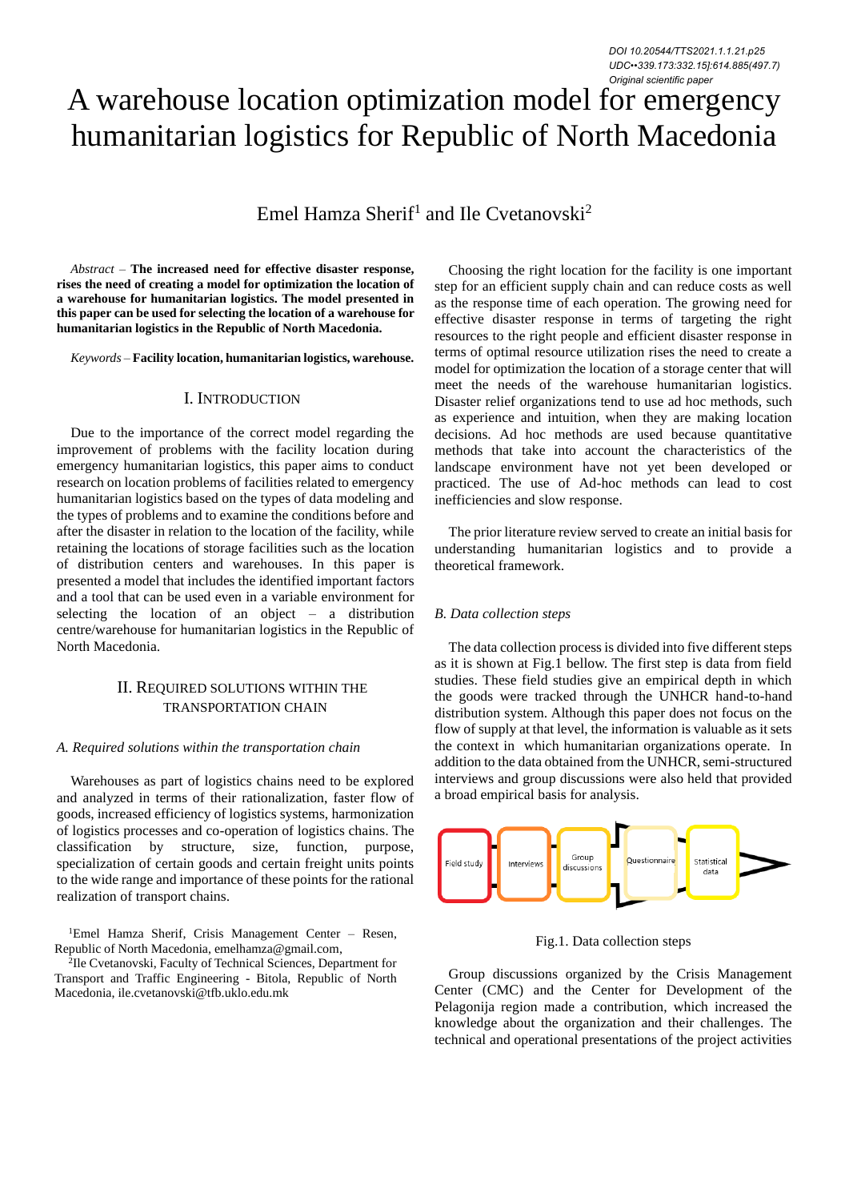DOI 10.20544/TTS2021.1.1.21.p25
UDC••339.173:332.15]:614.885(497.7)
Original scientific paper

# A warehouse location optimization model for emergency humanitarian logistics for Republic of North Macedonia

Emel Hamza Sherif[1] and Ile Cvetanovski[2]

*Abstract* – **The increased need for effective disaster response, rises the need of creating a model for optimization the location of a warehouse for humanitarian logistics. The model presented in this paper can be used for selecting the location of a warehouse for humanitarian logistics in the Republic of North Macedonia.**

*Keywords* – **Facility location, humanitarian logistics, warehouse.**

## I. Introduction

Due to the importance of the correct model regarding the improvement of problems with the facility location during emergency humanitarian logistics, this paper aims to conduct research on location problems of facilities related to emergency humanitarian logistics based on the types of data modeling and the types of problems and to examine the conditions before and after the disaster in relation to the location of the facility, while retaining the locations of storage facilities such as the location of distribution centers and warehouses. In this paper is presented a model that includes the identified important factors and a tool that can be used even in a variable environment for selecting the location of an object – a distribution centre/warehouse for humanitarian logistics in the Republic of North Macedonia.

## II. Required solutions within the transportation chain

### A. Required solutions within the transportation chain

Warehouses as part of logistics chains need to be explored and analyzed in terms of their rationalization, faster flow of goods, increased efficiency of logistics systems, harmonization of logistics processes and co-operation of logistics chains. The classification by structure, size, function, purpose, specialization of certain goods and certain freight units points to the wide range and importance of these points for the rational realization of transport chains.

[1]Emel Hamza Sherif, Crisis Management Center – Resen, Republic of North Macedonia, emelhamza@gmail.com,

[2]Ile Cvetanovski, Faculty of Technical Sciences, Department for Transport and Traffic Engineering - Bitola, Republic of North Macedonia, ile.cvetanovski@tfb.uklo.edu.mk

Choosing the right location for the facility is one important step for an efficient supply chain and can reduce costs as well as the response time of each operation. The growing need for effective disaster response in terms of targeting the right resources to the right people and efficient disaster response in terms of optimal resource utilization rises the need to create a model for optimization the location of a storage center that will meet the needs of the warehouse humanitarian logistics. Disaster relief organizations tend to use ad hoc methods, such as experience and intuition, when they are making location decisions. Ad hoc methods are used because quantitative methods that take into account the characteristics of the landscape environment have not yet been developed or practiced. The use of Ad-hoc methods can lead to cost inefficiencies and slow response.

The prior literature review served to create an initial basis for understanding humanitarian logistics and to provide a theoretical framework.

### B. Data collection steps

The data collection process is divided into five different steps as it is shown at Fig.1 bellow. The first step is data from field studies. These field studies give an empirical depth in which the goods were tracked through the UNHCR hand-to-hand distribution system. Although this paper does not focus on the flow of supply at that level, the information is valuable as it sets the context in which humanitarian organizations operate. In addition to the data obtained from the UNHCR, semi-structured interviews and group discussions were also held that provided a broad empirical basis for analysis.

Field study → Interviews → Group discussions → Questionnaire → Statistical data

Fig.1. Data collection steps

Group discussions organized by the Crisis Management Center (CMC) and the Center for Development of the Pelagonija region made a contribution, which increased the knowledge about the organization and their challenges. The technical and operational presentations of the project activities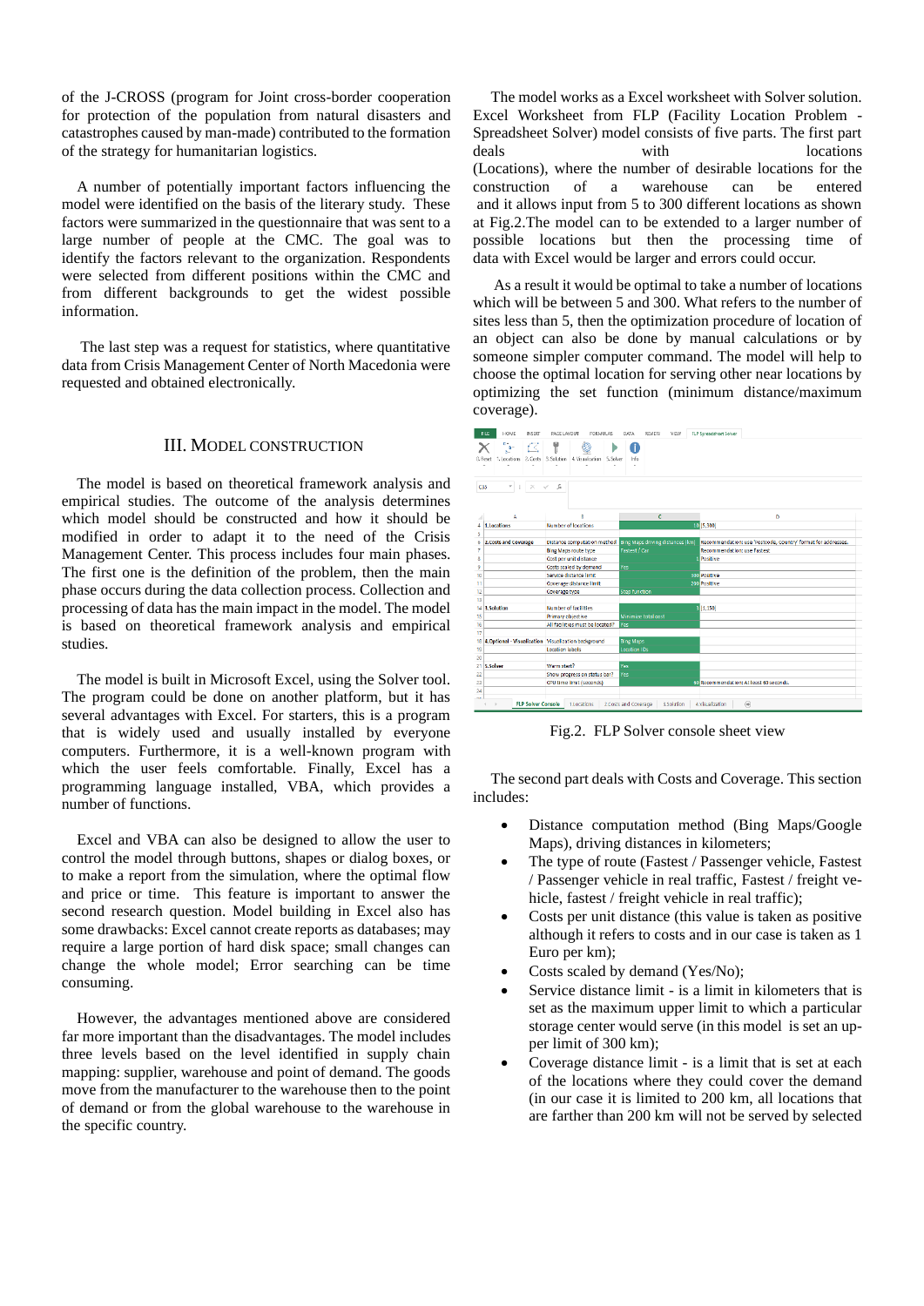of the J-CROSS (program for Joint cross-border cooperation for protection of the population from natural disasters and catastrophes caused by man-made) contributed to the formation of the strategy for humanitarian logistics.

A number of potentially important factors influencing the model were identified on the basis of the literary study. These factors were summarized in the questionnaire that was sent to a large number of people at the CMC. The goal was to identify the factors relevant to the organization. Respondents were selected from different positions within the CMC and from different backgrounds to get the widest possible information.

The last step was a request for statistics, where quantitative data from Crisis Management Center of North Macedonia were requested and obtained electronically.

## III. Model Construction

The model is based on theoretical framework analysis and empirical studies. The outcome of the analysis determines which model should be constructed and how it should be modified in order to adapt it to the need of the Crisis Management Center. This process includes four main phases. The first one is the definition of the problem, then the main phase occurs during the data collection process. Collection and processing of data has the main impact in the model. The model is based on theoretical framework analysis and empirical studies.

The model is built in Microsoft Excel, using the Solver tool. The program could be done on another platform, but it has several advantages with Excel. For starters, this is a program that is widely used and usually installed by everyone computers. Furthermore, it is a well-known program with which the user feels comfortable. Finally, Excel has a programming language installed, VBA, which provides a number of functions.

Excel and VBA can also be designed to allow the user to control the model through buttons, shapes or dialog boxes, or to make a report from the simulation, where the optimal flow and price or time. This feature is important to answer the second research question. Model building in Excel also has some drawbacks: Excel cannot create reports as databases; may require a large portion of hard disk space; small changes can change the whole model; Error searching can be time consuming.

However, the advantages mentioned above are considered far more important than the disadvantages. The model includes three levels based on the level identified in supply chain mapping: supplier, warehouse and point of demand. The goods move from the manufacturer to the warehouse then to the point of demand or from the global warehouse to the warehouse in the specific country.

The model works as a Excel worksheet with Solver solution. Excel Worksheet from FLP (Facility Location Problem - Spreadsheet Solver) model consists of five parts. The first part deals with locations (Locations), where the number of desirable locations for the construction of a warehouse can be entered and it allows input from 5 to 300 different locations as shown at Fig.2.The model can to be extended to a larger number of possible locations but then the processing time of data with Excel would be larger and errors could occur.

As a result it would be optimal to take a number of locations which will be between 5 and 300. What refers to the number of sites less than 5, then the optimization procedure of location of an object can also be done by manual calculations or by someone simpler computer command. The model will help to choose the optimal location for serving other near locations by optimizing the set function (minimum distance/maximum coverage).

Fig.2. FLP Solver console sheet view

The second part deals with Costs and Coverage. This section includes:

- Distance computation method (Bing Maps/Google Maps), driving distances in kilometers;
- The type of route (Fastest / Passenger vehicle, Fastest / Passenger vehicle in real traffic, Fastest / freight vehicle, fastest / freight vehicle in real traffic);
- Costs per unit distance (this value is taken as positive although it refers to costs and in our case is taken as 1 Euro per km);
- Costs scaled by demand (Yes/No);
- Service distance limit - is a limit in kilometers that is set as the maximum upper limit to which a particular storage center would serve (in this model is set an upper limit of 300 km);
- Coverage distance limit - is a limit that is set at each of the locations where they could cover the demand (in our case it is limited to 200 km, all locations that are farther than 200 km will not be served by selected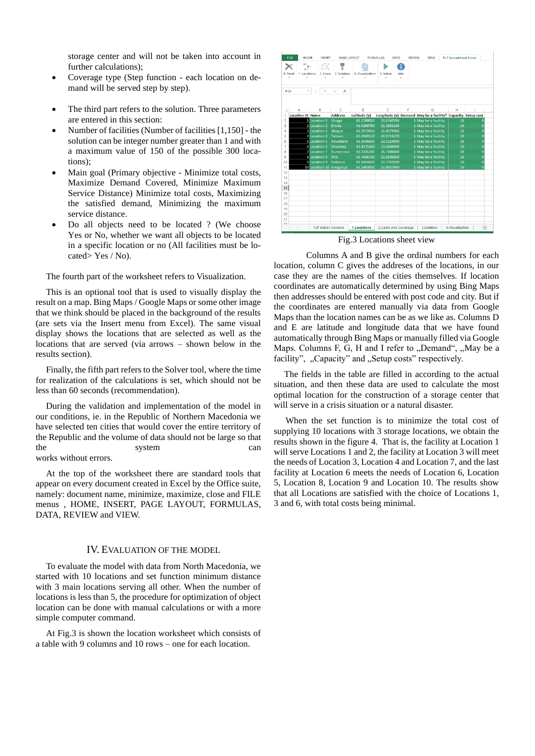storage center and will not be taken into account in further calculations);

- Coverage type (Step function - each location on demand will be served step by step).

- The third part refers to the solution. Three parameters are entered in this section:
- Number of facilities (Number of facilities [1,150] - the solution can be integer number greater than 1 and with a maximum value of 150 of the possible 300 locations);
- Main goal (Primary objective - Minimize total costs, Maximize Demand Covered, Minimize Maximum Service Distance) Minimize total costs, Maximizing the satisfied demand, Minimizing the maximum service distance.
- Do all objects need to be located ? (We choose Yes or No, whether we want all objects to be located in a specific location or no (All facilities must be located> Yes / No).

The fourth part of the worksheet refers to Visualization.

This is an optional tool that is used to visually display the result on a map. Bing Maps / Google Maps or some other image that we think should be placed in the background of the results (are sets via the Insert menu from Excel). The same visual display shows the locations that are selected as well as the locations that are served (via arrows – shown below in the results section).

Finally, the fifth part refers to the Solver tool, where the time for realization of the calculations is set, which should not be less than 60 seconds (recommendation).

During the validation and implementation of the model in our conditions, ie. in the Republic of Northern Macedonia we have selected ten cities that would cover the entire territory of the Republic and the volume of data should not be large so that the system can works without errors.

At the top of the worksheet there are standard tools that appear on every document created in Excel by the Office suite, namely: document name, minimize, maximize, close and FILE menus , HOME, INSERT, PAGE LAYOUT, FORMULAS, DATA, REVIEW and VIEW.

## IV. Evaluation of the Model

To evaluate the model with data from North Macedonia, we started with 10 locations and set function minimum distance with 3 main locations serving all other. When the number of locations is less than 5, the procedure for optimization of object location can be done with manual calculations or with a more simple computer command.

At Fig.3 is shown the location worksheet which consists of a table with 9 columns and 10 rows – one for each location.

| Location ID | Name | Address | Latitude (y) | Longitude (x) | Demand | May be a facility? | Capacity | Setup cost |
|---|---|---|---|---|---|---|---|---|
| 1 | Location 1 | Struga | 41.1780010 | 20.6742990 | 1 | May be a facility | 10 | 0 |
| 2 | Location 2 | Bitola | 41.0296780 | 21.3292160 | 1 | May be a facility | 10 | 0 |
| 3 | Location 3 | Skopje | 41.9973450 | 21.4279960 | 1 | May be a facility | 10 | 0 |
| 4 | Location 4 | Tetovo | 42.0069120 | 20.9715270 | 1 | May be a facility | 10 | 0 |
| 5 | Location 5 | Kavadarci | 41.4336010 | 22.0124000 | 1 | May be a facility | 10 | 0 |
| 6 | Location 6 | Strumica | 41.4375380 | 22.6430490 | 1 | May be a facility | 10 | 0 |
| 7 | Location 7 | Kumanovo | 42.1331210 | 21.7186600 | 1 | May be a facility | 10 | 0 |
| 8 | Location 8 | Stip | 41.7436710 | 22.1920200 | 1 | May be a facility | 10 | 0 |
| 9 | Location 9 | Delcevo | 41.9654500 | 22.7732390 | 1 | May be a facility | 10 | 0 |
| 10 | Location 10 | Gevgelija | 41.1403010 | 22.5037990 | 1 | May be a facility | 10 | 0 |

Fig.3 Locations sheet view

Columns A and B give the ordinal numbers for each location, column C gives the addreses of the locations, in our case they are the names of the cities themselves. If location coordinates are automatically determined by using Bing Maps then addresses should be entered with post code and city. But if the coordinates are entered manually via data from Google Maps than the location names can be as we like as. Columns D and E are latitude and longitude data that we have found automatically through Bing Maps or manually filled via Google Maps. Columns F, G, H and I refer to „Demand", „May be a facility", „Capacity" and „Setup costs" respectively.

The fields in the table are filled in according to the actual situation, and then these data are used to calculate the most optimal location for the construction of a storage center that will serve in a crisis situation or a natural disaster.

When the set function is to minimize the total cost of supplying 10 locations with 3 storage locations, we obtain the results shown in the figure 4. That is, the facility at Location 1 will serve Locations 1 and 2, the facility at Location 3 will meet the needs of Location 3, Location 4 and Location 7, and the last facility at Location 6 meets the needs of Location 6, Location 5, Location 8, Location 9 and Location 10. The results show that all Locations are satisfied with the choice of Locations 1, 3 and 6, with total costs being minimal.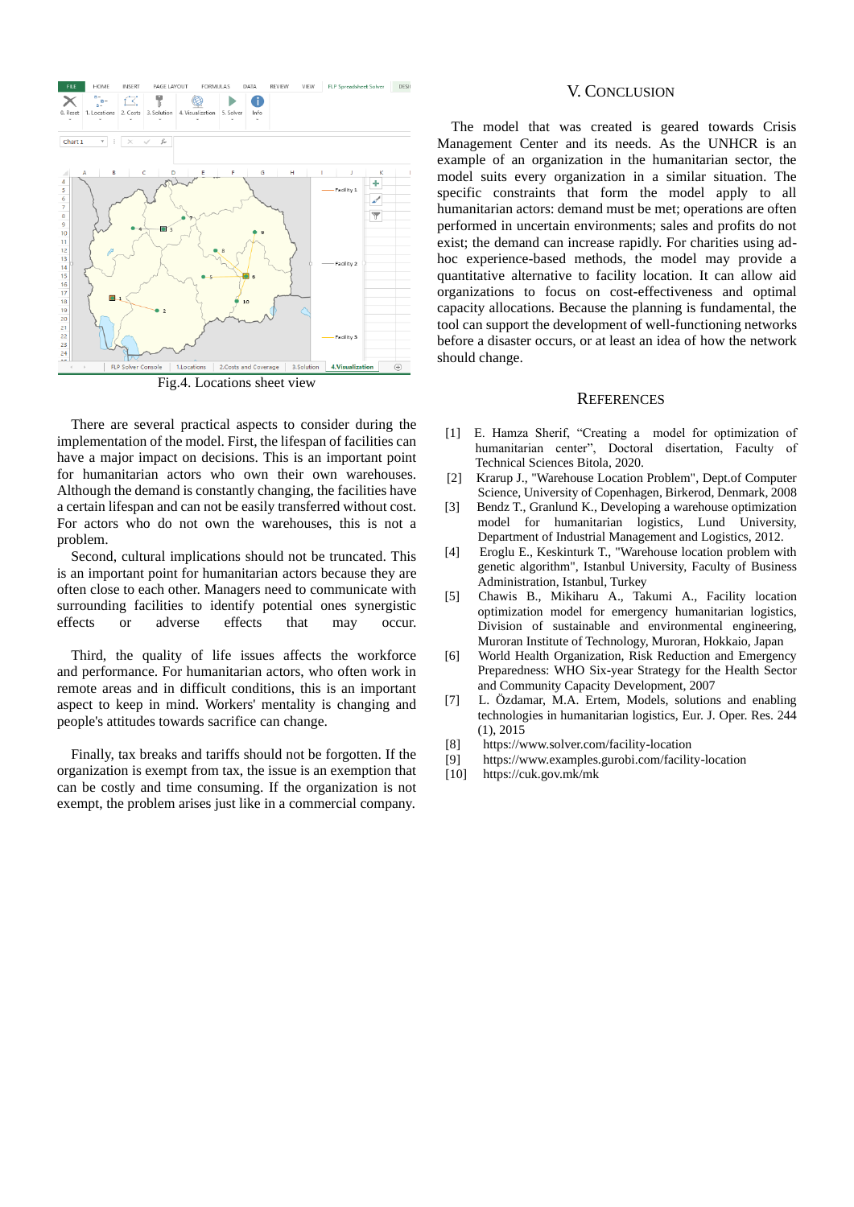Fig.4. Locations sheet view

There are several practical aspects to consider during the implementation of the model. First, the lifespan of facilities can have a major impact on decisions. This is an important point for humanitarian actors who own their own warehouses. Although the demand is constantly changing, the facilities have a certain lifespan and can not be easily transferred without cost. For actors who do not own the warehouses, this is not a problem.

Second, cultural implications should not be truncated. This is an important point for humanitarian actors because they are often close to each other. Managers need to communicate with surrounding facilities to identify potential ones synergistic effects or adverse effects that may occur.

Third, the quality of life issues affects the workforce and performance. For humanitarian actors, who often work in remote areas and in difficult conditions, this is an important aspect to keep in mind. Workers' mentality is changing and people's attitudes towards sacrifice can change.

Finally, tax breaks and tariffs should not be forgotten. If the organization is exempt from tax, the issue is an exemption that can be costly and time consuming. If the organization is not exempt, the problem arises just like in a commercial company.

## V. Conclusion

The model that was created is geared towards Crisis Management Center and its needs. As the UNHCR is an example of an organization in the humanitarian sector, the model suits every organization in a similar situation. The specific constraints that form the model apply to all humanitarian actors: demand must be met; operations are often performed in uncertain environments; sales and profits do not exist; the demand can increase rapidly. For charities using ad-hoc experience-based methods, the model may provide a quantitative alternative to facility location. It can allow aid organizations to focus on cost-effectiveness and optimal capacity allocations. Because the planning is fundamental, the tool can support the development of well-functioning networks before a disaster occurs, or at least an idea of how the network should change.

## References

[1] E. Hamza Sherif, "Creating a model for optimization of humanitarian center", Doctoral disertation, Faculty of Technical Sciences Bitola, 2020.

[2] Krarup J., "Warehouse Location Problem", Dept.of Computer Science, University of Copenhagen, Birkerod, Denmark, 2008

[3] Bendz T., Granlund K., Developing a warehouse optimization model for humanitarian logistics, Lund University, Department of Industrial Management and Logistics, 2012.

[4] Eroglu E., Keskinturk T., "Warehouse location problem with genetic algorithm", Istanbul University, Faculty of Business Administration, Istanbul, Turkey

[5] Chawis B., Mikiharu A., Takumi A., Facility location optimization model for emergency humanitarian logistics, Division of sustainable and environmental engineering, Muroran Institute of Technology, Muroran, Hokkaio, Japan

[6] World Health Organization, Risk Reduction and Emergency Preparedness: WHO Six-year Strategy for the Health Sector and Community Capacity Development, 2007

[7] L. Özdamar, M.A. Ertem, Models, solutions and enabling technologies in humanitarian logistics, Eur. J. Oper. Res. 244 (1), 2015

[8] https://www.solver.com/facility-location

[9] https://www.examples.gurobi.com/facility-location

[10] https://cuk.gov.mk/mk